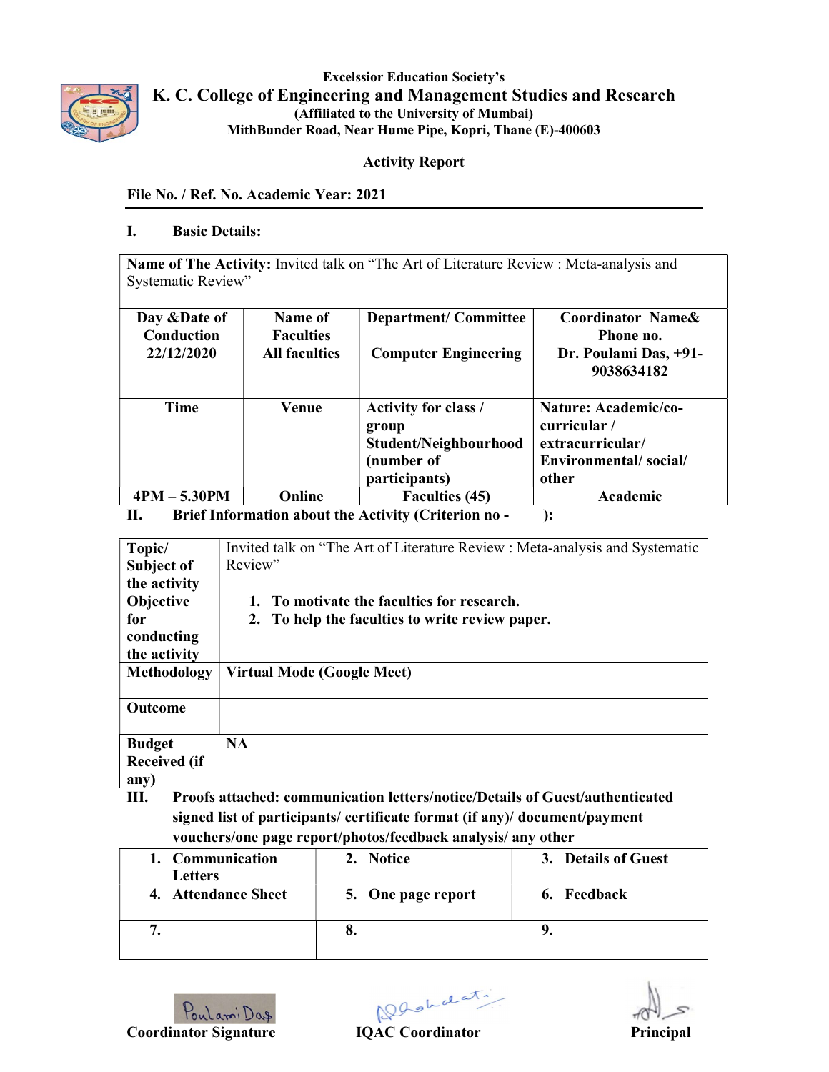**Excelssior Education Society's**

# K. C. College of Engineering and Management Studies and Research

**(Affiliated to the University of Mumbai)**

**MithBunder Road, Near Hume Pipe, Kopri, Thane (E)-400603**

## Activity Report

**File No. / Ref. No. Academic Year: 2021**

## I. Basic Details:

| **Name of The Activity:** Invited talk on "The Art of Literature Review : Meta-analysis and Systematic Review" | | | |
|---|---|---|---|
| **Day &Date of Conduction** | **Name of Faculties** | **Department/ Committee** | **Coordinator Name& Phone no.** |
| **22/12/2020** | **All faculties** | **Computer Engineering** | **Dr. Poulami Das, +91-9038634182** |
| **Time** | **Venue** | **Activity for class / group Student/Neighbourhood (number of participants)** | **Nature: Academic/co-curricular / extracurricular/ Environmental/ social/ other** |
| **4PM – 5.30PM** | **Online** | **Faculties (45)** | **Academic** |

## II. Brief Information about the Activity (Criterion no - ):

| | |
|---|---|
| **Topic/ Subject of the activity** | Invited talk on "The Art of Literature Review : Meta-analysis and Systematic Review" |
| **Objective for conducting the activity** | **1. To motivate the faculties for research.**<br>**2. To help the faculties to write review paper.** |
| **Methodology** | **Virtual Mode (Google Meet)** |
| **Outcome** | |
| **Budget Received (if any)** | **NA** |

## III. Proofs attached: communication letters/notice/Details of Guest/authenticated signed list of participants/ certificate format (if any)/ document/payment vouchers/one page report/photos/feedback analysis/ any other

| | | |
|---|---|---|
| **1. Communication Letters** | **2. Notice** | **3. Details of Guest** |
| **4. Attendance Sheet** | **5. One page report** | **6. Feedback** |
| **7.** | **8.** | **9.** |

**Coordinator Signature** | **IQAC Coordinator** | **Principal**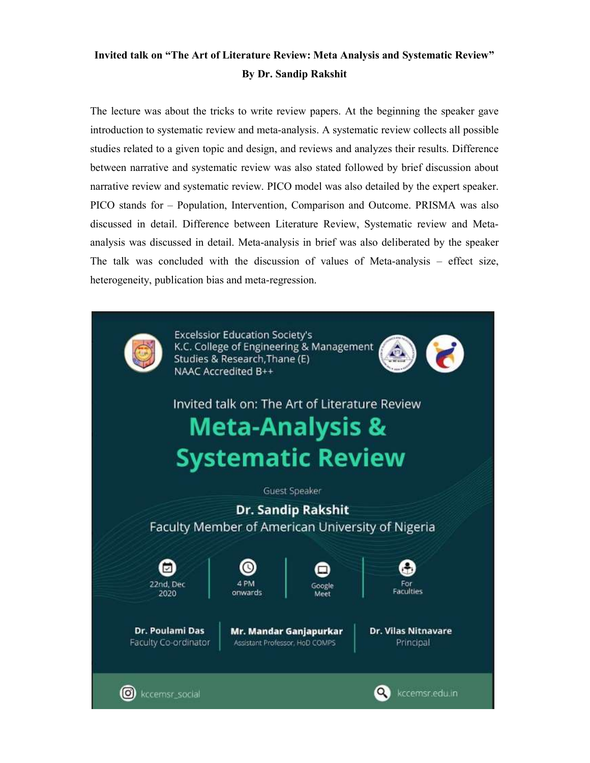**Invited talk on "The Art of Literature Review: Meta Analysis and Systematic Review"**
**By Dr. Sandip Rakshit**

The lecture was about the tricks to write review papers. At the beginning the speaker gave introduction to systematic review and meta-analysis. A systematic review collects all possible studies related to a given topic and design, and reviews and analyzes their results. Difference between narrative and systematic review was also stated followed by brief discussion about narrative review and systematic review. PICO model was also detailed by the expert speaker. PICO stands for – Population, Intervention, Comparison and Outcome. PRISMA was also discussed in detail. Difference between Literature Review, Systematic review and Meta-analysis was discussed in detail. Meta-analysis in brief was also deliberated by the speaker The talk was concluded with the discussion of values of Meta-analysis – effect size, heterogeneity, publication bias and meta-regression.

Excelssior Education Society's
K.C. College of Engineering & Management Studies & Research, Thane (E)
NAAC Accredited B++

Invited talk on: The Art of Literature Review

**Meta-Analysis & Systematic Review**

Guest Speaker

**Dr. Sandip Rakshit**
Faculty Member of American University of Nigeria

22nd, Dec 2020 | 4 PM onwards | Google Meet | For Faculties

**Dr. Poulami Das**
Faculty Co-ordinator

**Mr. Mandar Ganjapurkar**
Assistant Professor, HoD COMPS

**Dr. Vilas Nitnavare**
Principal

kccemsr_social

kccemsr.edu.in